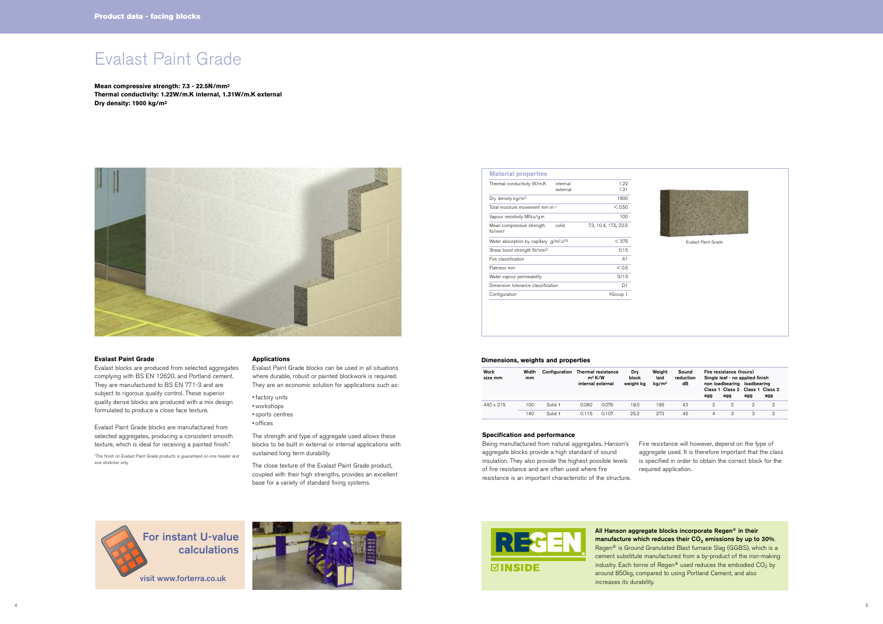# Evalast Paint Grade

**Mean compressive strength: 7.3 - 22.5N/mm²**
**Thermal conductivity: 1.22W/m.K internal, 1.31W/m.K external**
**Dry density: 1900 kg/m³**

| Material properties | | |
|---|---|---|
| Thermal conductivity W/m.K | internal | 1.22 |
| | external | 1.31 |
| Dry density kg/m³ | | 1900 |
| Total moisture movement mm m⁻¹ | | < 0.50 |
| Vapour resistivity MN.s/g.m | | 100 |
| Mean compressive strength N/mm² | solid | 7.3, 10.4, 17.5, 22.5 |
| Water absorption by capillary g/m².s^0.5 | | < 375 |
| Shear bond strength N/mm² | | 0.15 |
| Fire classification | | A1 |
| Flatness mm | | < 0.5 |
| Water vapour permeability | | 5/15 |
| Dimension tolerance classification | | D1 |
| Configuration | | †Group 1 |

Evalast Paint Grade

### Evalast Paint Grade

Evalast blocks are produced from selected aggregates complying with BS EN 12620, and Portland cement. They are manufactured to BS EN 771-3 and are subject to rigorous quality control. These superior quality dense blocks are produced with a mix design formulated to produce a close face texture.

Evalast Paint Grade blocks are manufactured from selected aggregates, producing a consistent smooth texture, which is ideal for receiving a painted finish.*

*The finish on Evalast Paint Grade products is guaranteed on one header and one stretcher only.

### Applications

Evalast Paint Grade blocks can be used in all situations where durable, robust or painted blockwork is required. They are an economic solution for applications such as:

- factory units
- workshops
- sports centres
- offices

The strength and type of aggregate used allows these blocks to be built in external or internal applications with sustained long term durability.

The close texture of the Evalast Paint Grade product, coupled with their high strengths, provides an excellent base for a variety of standard fixing systems.

### Dimensions, weights and properties

| Work size mm | Width mm | Configuration | Thermal resistance m² K/W internal | Thermal resistance m² K/W external | Dry block weight kg | Weight laid kg/m² | Sound reduction dB | Fire resistance (hours) Single leaf - no applied finish non loadbearing Class 1 agg | non loadbearing Class 2 agg | loadbearing Class 1 agg | loadbearing Class 2 agg |
|---|---|---|---|---|---|---|---|---|---|---|---|
| 440 x 215 | 100 | Solid † | 0.082 | 0.076 | 18.0 | 195 | 43 | 2 | 2 | 2 | 2 |
| | 140 | Solid † | 0.115 | 0.107 | 25.2 | 273 | 45 | 4 | 3 | 3 | 2 |

### Specification and performance

Being manufactured from natural aggregates, Hanson's aggregate blocks provide a high standard of sound insulation. They also provide the highest possible levels of fire resistance and are often used where fire resistance is an important characteristic of the structure.

Fire resistance will however, depend on the type of aggregate used. It is therefore important that the class is specified in order to obtain the correct block for the required application.

For instant U-value calculations

visit www.forterra.co.uk

REGEN® INSIDE

**All Hanson aggregate blocks incorporate Regen® in their manufacture which reduces their $CO_2$ emissions by up to 30%.** Regen® is Ground Granulated Blast furnace Slag (GGBS), which is a cement substitute manufactured from a by-product of the iron-making industry. Each tonne of Regen® used reduces the embodied $CO_2$ by around 850kg, compared to using Portland Cement, and also increases its durability.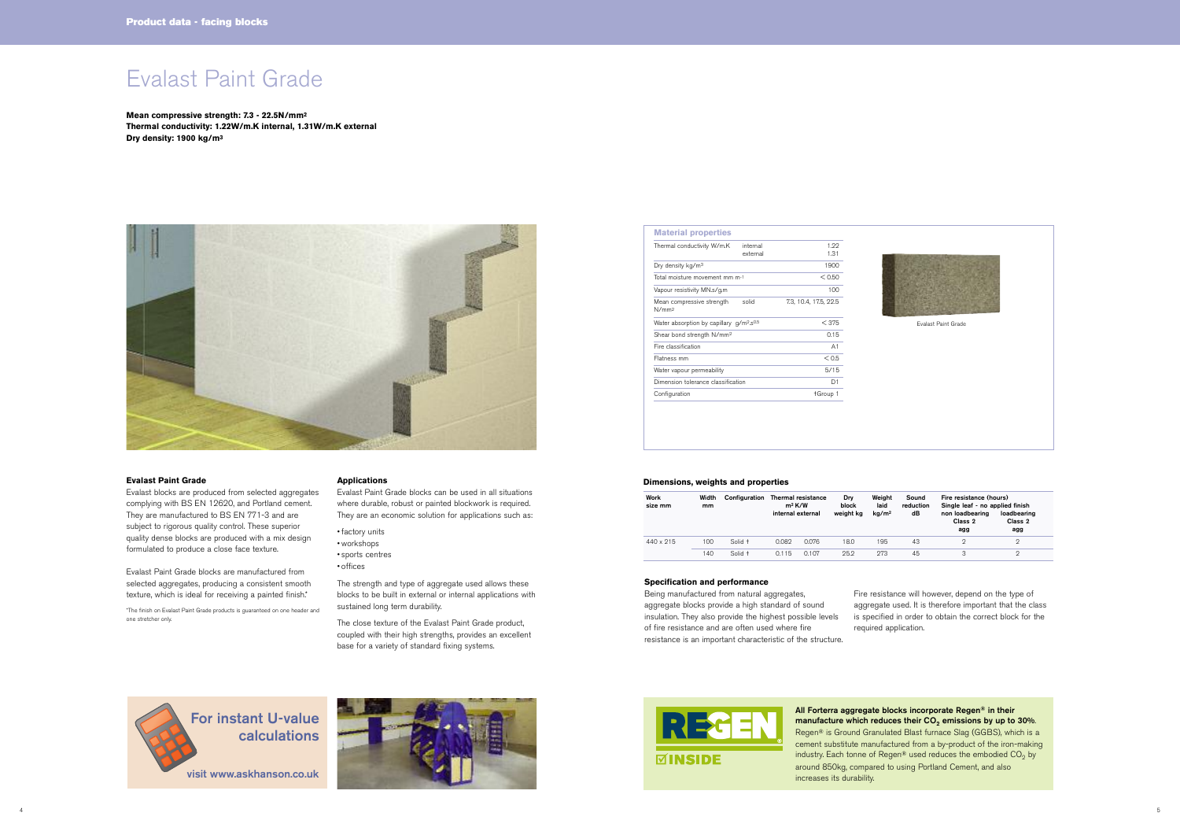# Evalast Paint Grade

**Mean compressive strength: 7.3 - 22.5N/mm²**
**Thermal conductivity: 1.22W/m.K internal, 1.31W/m.K external**
**Dry density: 1900 kg/m³**

| Material properties | | |
|---|---|---|
| Thermal conductivity W/m.K | internal<br>external | 1.22<br>1.31 |
| Dry density kg/m³ | | 1900 |
| Total moisture movement mm m⁻¹ | | < 0.50 |
| Vapour resistivity MN.s/g.m | | 100 |
| Mean compressive strength N/mm² | solid | 7.3, 10.4, 17.5, 22.5 |
| Water absorption by capillary g/m².s⁰·⁵ | | < 375 |
| Shear bond strength N/mm² | | 0.15 |
| Fire classification | | A1 |
| Flatness mm | | < 0.5 |
| Water vapour permeability | | 5/15 |
| Dimension tolerance classification | | D1 |
| Configuration | | †Group 1 |

Evalast Paint Grade

### Evalast Paint Grade

Evalast blocks are produced from selected aggregates complying with BS EN 12620, and Portland cement. They are manufactured to BS EN 771-3 and are subject to rigorous quality control. These superior quality dense blocks are produced with a mix design formulated to produce a close face texture.

Evalast Paint Grade blocks are manufactured from selected aggregates, producing a consistent smooth texture, which is ideal for receiving a painted finish.*

*The finish on Evalast Paint Grade products is guaranteed on one header and one stretcher only.

### Applications

Evalast Paint Grade blocks can be used in all situations where durable, robust or painted blockwork is required. They are an economic solution for applications such as:

- factory units
- workshops
- sports centres
- offices

The strength and type of aggregate used allows these blocks to be built in external or internal applications with sustained long term durability.

The close texture of the Evalast Paint Grade product, coupled with their high strengths, provides an excellent base for a variety of standard fixing systems.

### Dimensions, weights and properties

| Work size mm | Width mm | Configuration | Thermal resistance m² K/W internal | Thermal resistance m² K/W external | Dry block weight kg | Weight laid kg/m² | Sound reduction dB | Fire resistance (hours) Single leaf - no applied finish non loadbearing Class 2 agg | Fire resistance (hours) Single leaf - no applied finish loadbearing Class 2 agg |
|---|---|---|---|---|---|---|---|---|---|
| 440 x 215 | 100 | Solid † | 0.082 | 0.076 | 18.0 | 195 | 43 | 2 | 2 |
| | 140 | Solid † | 0.115 | 0.107 | 25.2 | 273 | 45 | 3 | 2 |

### Specification and performance

Being manufactured from natural aggregates, aggregate blocks provide a high standard of sound insulation. They also provide the highest possible levels of fire resistance and are often used where fire resistance is an important characteristic of the structure.

Fire resistance will however, depend on the type of aggregate used. It is therefore important that the class is specified in order to obtain the correct block for the required application.

For instant U-value calculations

visit www.askhanson.co.uk

REGEN INSIDE

**All Forterra aggregate blocks incorporate Regen® in their manufacture which reduces their $CO_2$ emissions by up to 30%.** Regen® is Ground Granulated Blast furnace Slag (GGBS), which is a cement substitute manufactured from a by-product of the iron-making industry. Each tonne of Regen® used reduces the embodied $CO_2$ by around 850kg, compared to using Portland Cement, and also increases its durability.